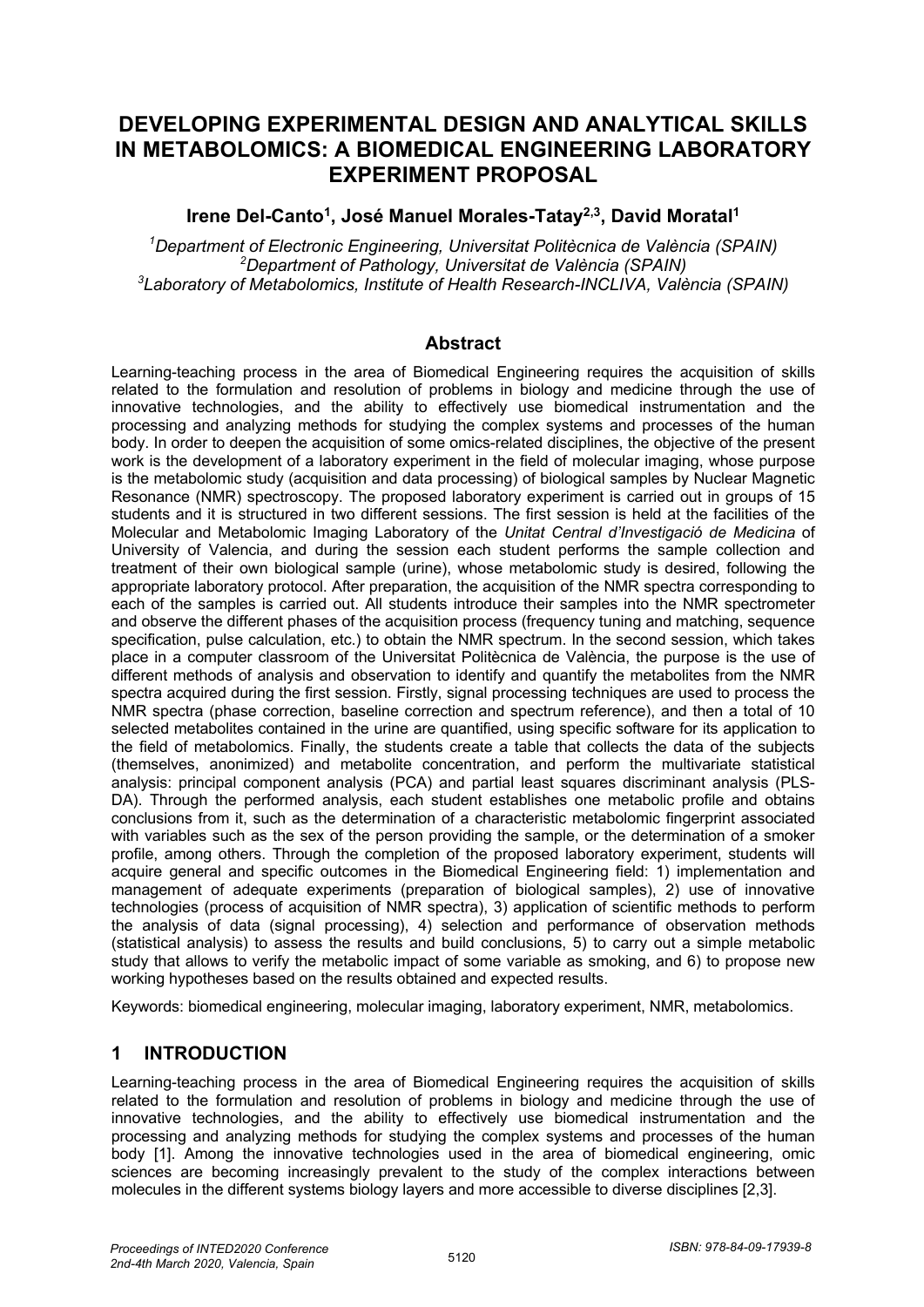# DEVELOPING EXPERIMENTAL DESIGN AND ANALYTICAL SKILLS IN METABOLOMICS: A BIOMEDICAL ENGINEERING LABORATORY EXPERIMENT PROPOSAL

**Irene Del-Canto[1], José Manuel Morales-Tatay[2,3], David Moratal[1]**

*[1]Department of Electronic Engineering, Universitat Politècnica de València (SPAIN)*
*[2]Department of Pathology, Universitat de València (SPAIN)*
*[3]Laboratory of Metabolomics, Institute of Health Research-INCLIVA, València (SPAIN)*

## Abstract

Learning-teaching process in the area of Biomedical Engineering requires the acquisition of skills related to the formulation and resolution of problems in biology and medicine through the use of innovative technologies, and the ability to effectively use biomedical instrumentation and the processing and analyzing methods for studying the complex systems and processes of the human body. In order to deepen the acquisition of some omics-related disciplines, the objective of the present work is the development of a laboratory experiment in the field of molecular imaging, whose purpose is the metabolomic study (acquisition and data processing) of biological samples by Nuclear Magnetic Resonance (NMR) spectroscopy. The proposed laboratory experiment is carried out in groups of 15 students and it is structured in two different sessions. The first session is held at the facilities of the Molecular and Metabolomic Imaging Laboratory of the *Unitat Central d'Investigació de Medicina* of University of Valencia, and during the session each student performs the sample collection and treatment of their own biological sample (urine), whose metabolomic study is desired, following the appropriate laboratory protocol. After preparation, the acquisition of the NMR spectra corresponding to each of the samples is carried out. All students introduce their samples into the NMR spectrometer and observe the different phases of the acquisition process (frequency tuning and matching, sequence specification, pulse calculation, etc.) to obtain the NMR spectrum. In the second session, which takes place in a computer classroom of the Universitat Politècnica de València, the purpose is the use of different methods of analysis and observation to identify and quantify the metabolites from the NMR spectra acquired during the first session. Firstly, signal processing techniques are used to process the NMR spectra (phase correction, baseline correction and spectrum reference), and then a total of 10 selected metabolites contained in the urine are quantified, using specific software for its application to the field of metabolomics. Finally, the students create a table that collects the data of the subjects (themselves, anonimized) and metabolite concentration, and perform the multivariate statistical analysis: principal component analysis (PCA) and partial least squares discriminant analysis (PLS-DA). Through the performed analysis, each student establishes one metabolic profile and obtains conclusions from it, such as the determination of a characteristic metabolomic fingerprint associated with variables such as the sex of the person providing the sample, or the determination of a smoker profile, among others. Through the completion of the proposed laboratory experiment, students will acquire general and specific outcomes in the Biomedical Engineering field: 1) implementation and management of adequate experiments (preparation of biological samples), 2) use of innovative technologies (process of acquisition of NMR spectra), 3) application of scientific methods to perform the analysis of data (signal processing), 4) selection and performance of observation methods (statistical analysis) to assess the results and build conclusions, 5) to carry out a simple metabolic study that allows to verify the metabolic impact of some variable as smoking, and 6) to propose new working hypotheses based on the results obtained and expected results.

Keywords: biomedical engineering, molecular imaging, laboratory experiment, NMR, metabolomics.

## 1 INTRODUCTION

Learning-teaching process in the area of Biomedical Engineering requires the acquisition of skills related to the formulation and resolution of problems in biology and medicine through the use of innovative technologies, and the ability to effectively use biomedical instrumentation and the processing and analyzing methods for studying the complex systems and processes of the human body [1]. Among the innovative technologies used in the area of biomedical engineering, omic sciences are becoming increasingly prevalent to the study of the complex interactions between molecules in the different systems biology layers and more accessible to diverse disciplines [2,3].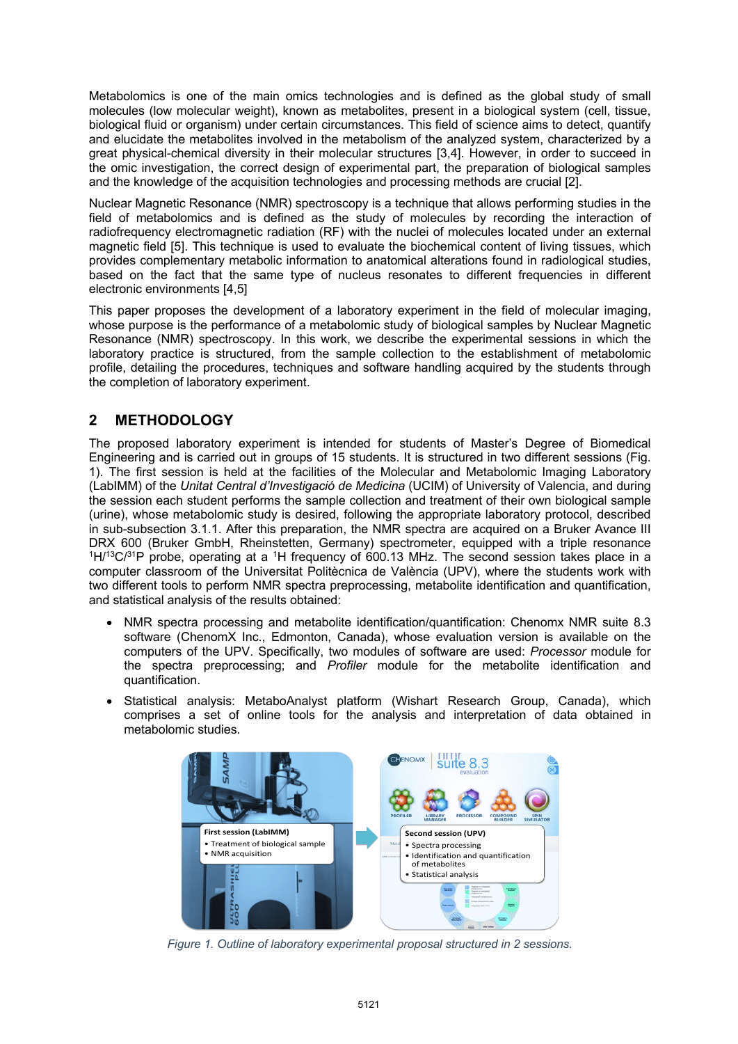Metabolomics is one of the main omics technologies and is defined as the global study of small molecules (low molecular weight), known as metabolites, present in a biological system (cell, tissue, biological fluid or organism) under certain circumstances. This field of science aims to detect, quantify and elucidate the metabolites involved in the metabolism of the analyzed system, characterized by a great physical-chemical diversity in their molecular structures [3,4]. However, in order to succeed in the omic investigation, the correct design of experimental part, the preparation of biological samples and the knowledge of the acquisition technologies and processing methods are crucial [2].

Nuclear Magnetic Resonance (NMR) spectroscopy is a technique that allows performing studies in the field of metabolomics and is defined as the study of molecules by recording the interaction of radiofrequency electromagnetic radiation (RF) with the nuclei of molecules located under an external magnetic field [5]. This technique is used to evaluate the biochemical content of living tissues, which provides complementary metabolic information to anatomical alterations found in radiological studies, based on the fact that the same type of nucleus resonates to different frequencies in different electronic environments [4,5]

This paper proposes the development of a laboratory experiment in the field of molecular imaging, whose purpose is the performance of a metabolomic study of biological samples by Nuclear Magnetic Resonance (NMR) spectroscopy. In this work, we describe the experimental sessions in which the laboratory practice is structured, from the sample collection to the establishment of metabolomic profile, detailing the procedures, techniques and software handling acquired by the students through the completion of laboratory experiment.

## 2 METHODOLOGY

The proposed laboratory experiment is intended for students of Master's Degree of Biomedical Engineering and is carried out in groups of 15 students. It is structured in two different sessions (Fig. 1). The first session is held at the facilities of the Molecular and Metabolomic Imaging Laboratory (LabIMM) of the *Unitat Central d'Investigació de Medicina* (UCIM) of University of Valencia, and during the session each student performs the sample collection and treatment of their own biological sample (urine), whose metabolomic study is desired, following the appropriate laboratory protocol, described in sub-subsection 3.1.1. After this preparation, the NMR spectra are acquired on a Bruker Avance III DRX 600 (Bruker GmbH, Rheinstetten, Germany) spectrometer, equipped with a triple resonance $^{1}H/^{13}C/^{31}P$ probe, operating at a $^{1}H$ frequency of 600.13 MHz. The second session takes place in a computer classroom of the Universitat Politècnica de València (UPV), where the students work with two different tools to perform NMR spectra preprocessing, metabolite identification and quantification, and statistical analysis of the results obtained:

- NMR spectra processing and metabolite identification/quantification: Chenomx NMR suite 8.3 software (ChenomX Inc., Edmonton, Canada), whose evaluation version is available on the computers of the UPV. Specifically, two modules of software are used: *Processor* module for the spectra preprocessing; and *Profiler* module for the metabolite identification and quantification.
- Statistical analysis: MetaboAnalyst platform (Wishart Research Group, Canada), which comprises a set of online tools for the analysis and interpretation of data obtained in metabolomic studies.

First session (LabIMM)
• Treatment of biological sample
• NMR acquisition

Second session (UPV)
• Spectra processing
• Identification and quantification of metabolites
• Statistical analysis

*Figure 1. Outline of laboratory experimental proposal structured in 2 sessions.*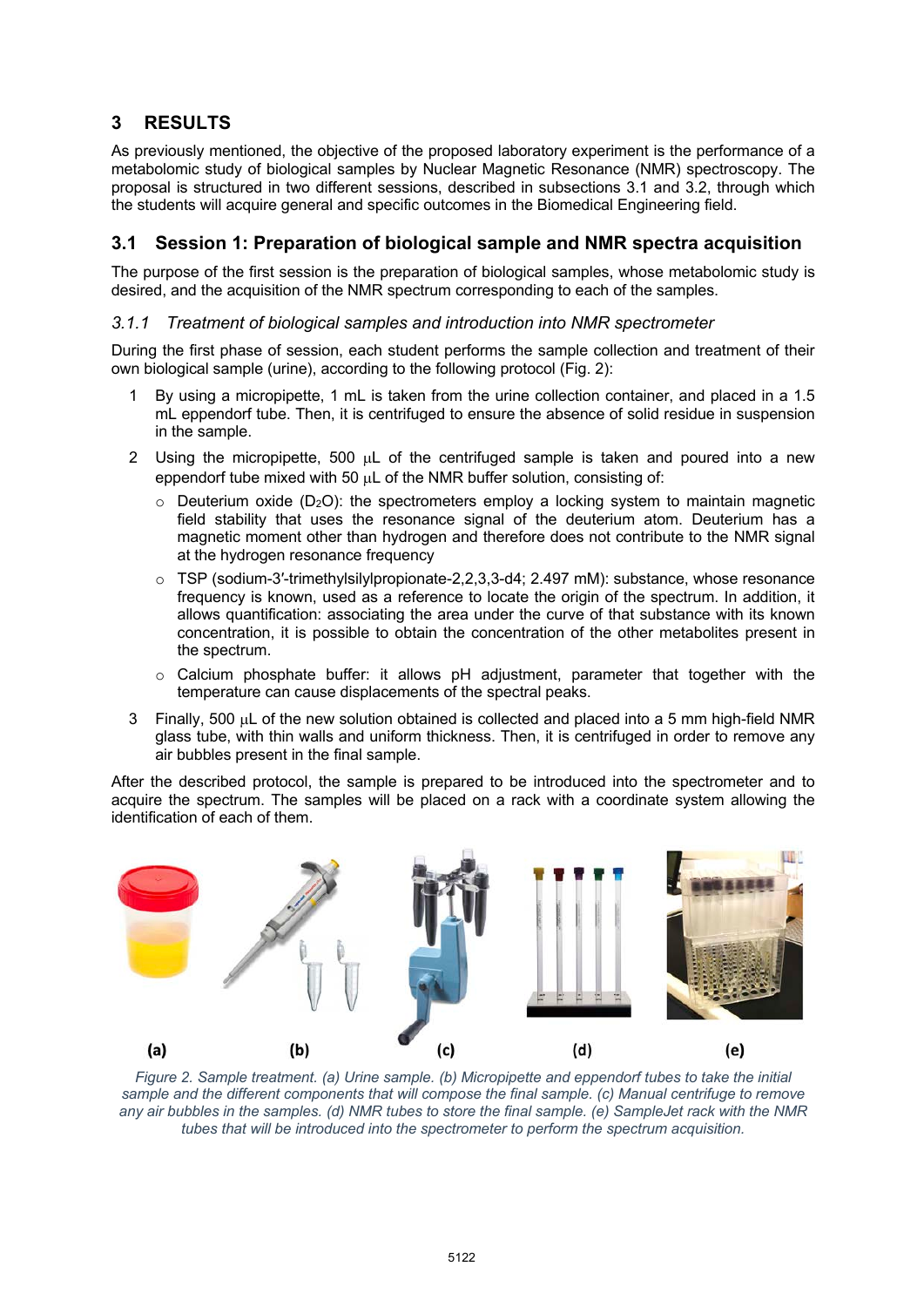## 3 RESULTS

As previously mentioned, the objective of the proposed laboratory experiment is the performance of a metabolomic study of biological samples by Nuclear Magnetic Resonance (NMR) spectroscopy. The proposal is structured in two different sessions, described in subsections 3.1 and 3.2, through which the students will acquire general and specific outcomes in the Biomedical Engineering field.

### 3.1 Session 1: Preparation of biological sample and NMR spectra acquisition

The purpose of the first session is the preparation of biological samples, whose metabolomic study is desired, and the acquisition of the NMR spectrum corresponding to each of the samples.

#### *3.1.1 Treatment of biological samples and introduction into NMR spectrometer*

During the first phase of session, each student performs the sample collection and treatment of their own biological sample (urine), according to the following protocol (Fig. 2):

1. By using a micropipette, 1 mL is taken from the urine collection container, and placed in a 1.5 mL eppendorf tube. Then, it is centrifuged to ensure the absence of solid residue in suspension in the sample.
2. Using the micropipette, 500 μL of the centrifuged sample is taken and poured into a new eppendorf tube mixed with 50 μL of the NMR buffer solution, consisting of:
   - Deuterium oxide ($D_2O$): the spectrometers employ a locking system to maintain magnetic field stability that uses the resonance signal of the deuterium atom. Deuterium has a magnetic moment other than hydrogen and therefore does not contribute to the NMR signal at the hydrogen resonance frequency
   - TSP (sodium-3′-trimethylsilylpropionate-2,2,3,3-d4; 2.497 mM): substance, whose resonance frequency is known, used as a reference to locate the origin of the spectrum. In addition, it allows quantification: associating the area under the curve of that substance with its known concentration, it is possible to obtain the concentration of the other metabolites present in the spectrum.
   - Calcium phosphate buffer: it allows pH adjustment, parameter that together with the temperature can cause displacements of the spectral peaks.
3. Finally, 500 μL of the new solution obtained is collected and placed into a 5 mm high-field NMR glass tube, with thin walls and uniform thickness. Then, it is centrifuged in order to remove any air bubbles present in the final sample.

After the described protocol, the sample is prepared to be introduced into the spectrometer and to acquire the spectrum. The samples will be placed on a rack with a coordinate system allowing the identification of each of them.

(a) (b) (c) (d) (e)

*Figure 2. Sample treatment. (a) Urine sample. (b) Micropipette and eppendorf tubes to take the initial sample and the different components that will compose the final sample. (c) Manual centrifuge to remove any air bubbles in the samples. (d) NMR tubes to store the final sample. (e) SampleJet rack with the NMR tubes that will be introduced into the spectrometer to perform the spectrum acquisition.*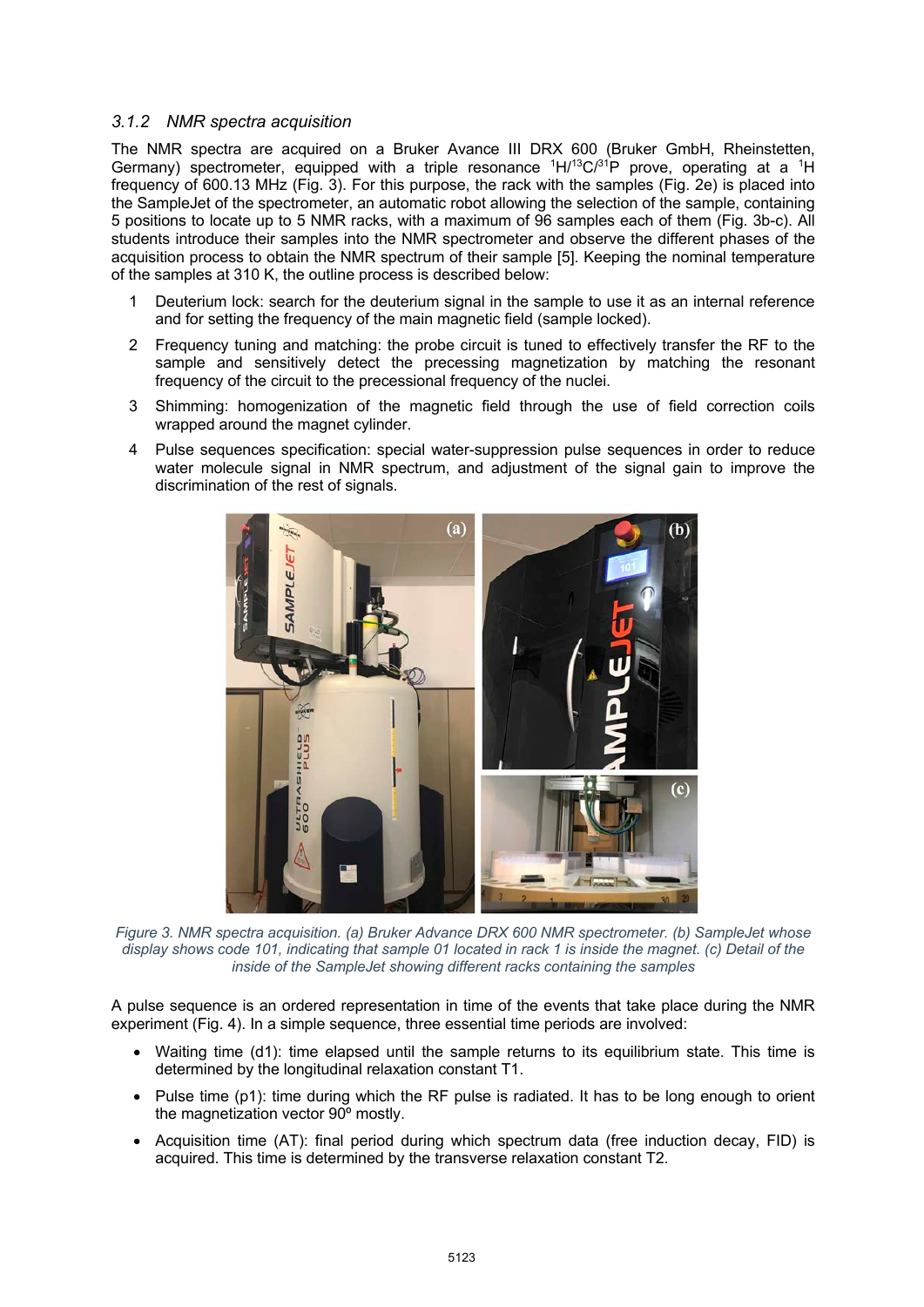### 3.1.2 NMR spectra acquisition

The NMR spectra are acquired on a Bruker Avance III DRX 600 (Bruker GmbH, Rheinstetten, Germany) spectrometer, equipped with a triple resonance $^{1}H/^{13}C/^{31}P$ prove, operating at a $^{1}H$ frequency of 600.13 MHz (Fig. 3). For this purpose, the rack with the samples (Fig. 2e) is placed into the SampleJet of the spectrometer, an automatic robot allowing the selection of the sample, containing 5 positions to locate up to 5 NMR racks, with a maximum of 96 samples each of them (Fig. 3b-c). All students introduce their samples into the NMR spectrometer and observe the different phases of the acquisition process to obtain the NMR spectrum of their sample [5]. Keeping the nominal temperature of the samples at 310 K, the outline process is described below:

1. Deuterium lock: search for the deuterium signal in the sample to use it as an internal reference and for setting the frequency of the main magnetic field (sample locked).
2. Frequency tuning and matching: the probe circuit is tuned to effectively transfer the RF to the sample and sensitively detect the precessing magnetization by matching the resonant frequency of the circuit to the precessional frequency of the nuclei.
3. Shimming: homogenization of the magnetic field through the use of field correction coils wrapped around the magnet cylinder.
4. Pulse sequences specification: special water-suppression pulse sequences in order to reduce water molecule signal in NMR spectrum, and adjustment of the signal gain to improve the discrimination of the rest of signals.

*Figure 3. NMR spectra acquisition. (a) Bruker Advance DRX 600 NMR spectrometer. (b) SampleJet whose display shows code 101, indicating that sample 01 located in rack 1 is inside the magnet. (c) Detail of the inside of the SampleJet showing different racks containing the samples*

A pulse sequence is an ordered representation in time of the events that take place during the NMR experiment (Fig. 4). In a simple sequence, three essential time periods are involved:

- Waiting time (d1): time elapsed until the sample returns to its equilibrium state. This time is determined by the longitudinal relaxation constant T1.
- Pulse time (p1): time during which the RF pulse is radiated. It has to be long enough to orient the magnetization vector 90º mostly.
- Acquisition time (AT): final period during which spectrum data (free induction decay, FID) is acquired. This time is determined by the transverse relaxation constant T2.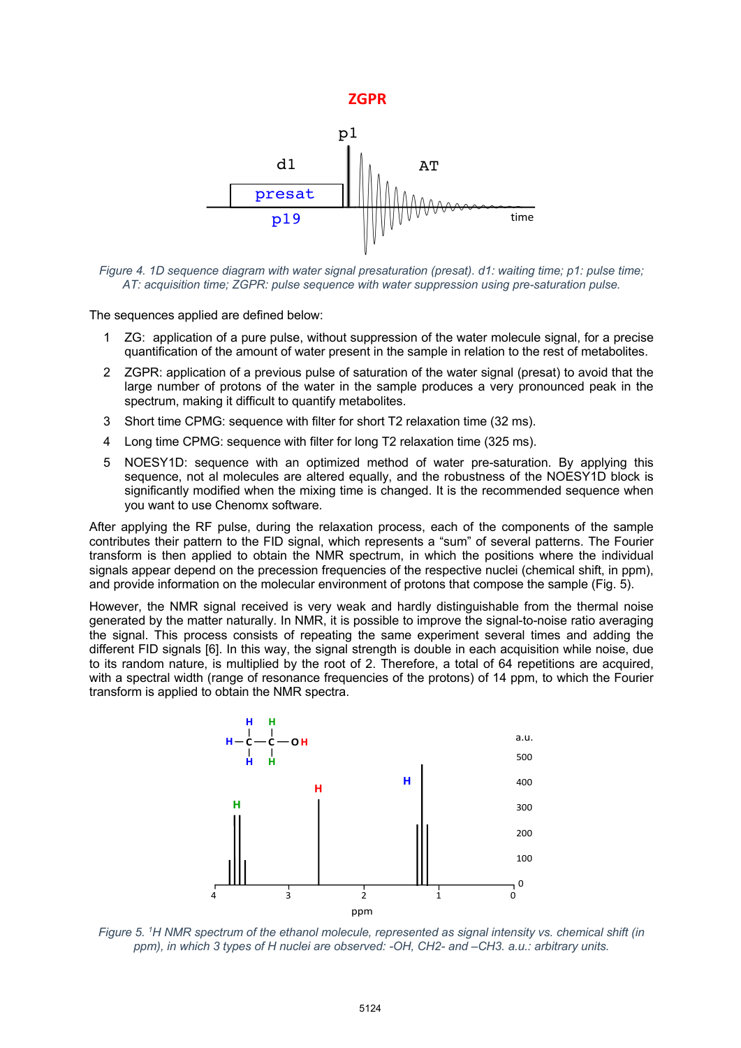ZGPR

p1

d1

AT

presat

p19

time

*Figure 4. 1D sequence diagram with water signal presaturation (presat). d1: waiting time; p1: pulse time; AT: acquisition time; ZGPR: pulse sequence with water suppression using pre-saturation pulse.*

The sequences applied are defined below:

1. ZG: application of a pure pulse, without suppression of the water molecule signal, for a precise quantification of the amount of water present in the sample in relation to the rest of metabolites.
2. ZGPR: application of a previous pulse of saturation of the water signal (presat) to avoid that the large number of protons of the water in the sample produces a very pronounced peak in the spectrum, making it difficult to quantify metabolites.
3. Short time CPMG: sequence with filter for short T2 relaxation time (32 ms).
4. Long time CPMG: sequence with filter for long T2 relaxation time (325 ms).
5. NOESY1D: sequence with an optimized method of water pre-saturation. By applying this sequence, not al molecules are altered equally, and the robustness of the NOESY1D block is significantly modified when the mixing time is changed. It is the recommended sequence when you want to use Chenomx software.

After applying the RF pulse, during the relaxation process, each of the components of the sample contributes their pattern to the FID signal, which represents a "sum" of several patterns. The Fourier transform is then applied to obtain the NMR spectrum, in which the positions where the individual signals appear depend on the precession frequencies of the respective nuclei (chemical shift, in ppm), and provide information on the molecular environment of protons that compose the sample (Fig. 5).

However, the NMR signal received is very weak and hardly distinguishable from the thermal noise generated by the matter naturally. In NMR, it is possible to improve the signal-to-noise ratio averaging the signal. This process consists of repeating the same experiment several times and adding the different FID signals [6]. In this way, the signal strength is double in each acquisition while noise, due to its random nature, is multiplied by the root of 2. Therefore, a total of 64 repetitions are acquired, with a spectral width (range of resonance frequencies of the protons) of 14 ppm, to which the Fourier transform is applied to obtain the NMR spectra.

H–C–C–OH

a.u.

500

400

300

200

100

0

4 3 2 1 0

ppm

*Figure 5. [1]H NMR spectrum of the ethanol molecule, represented as signal intensity vs. chemical shift (in ppm), in which 3 types of H nuclei are observed: -OH, CH2- and –CH3. a.u.: arbitrary units.*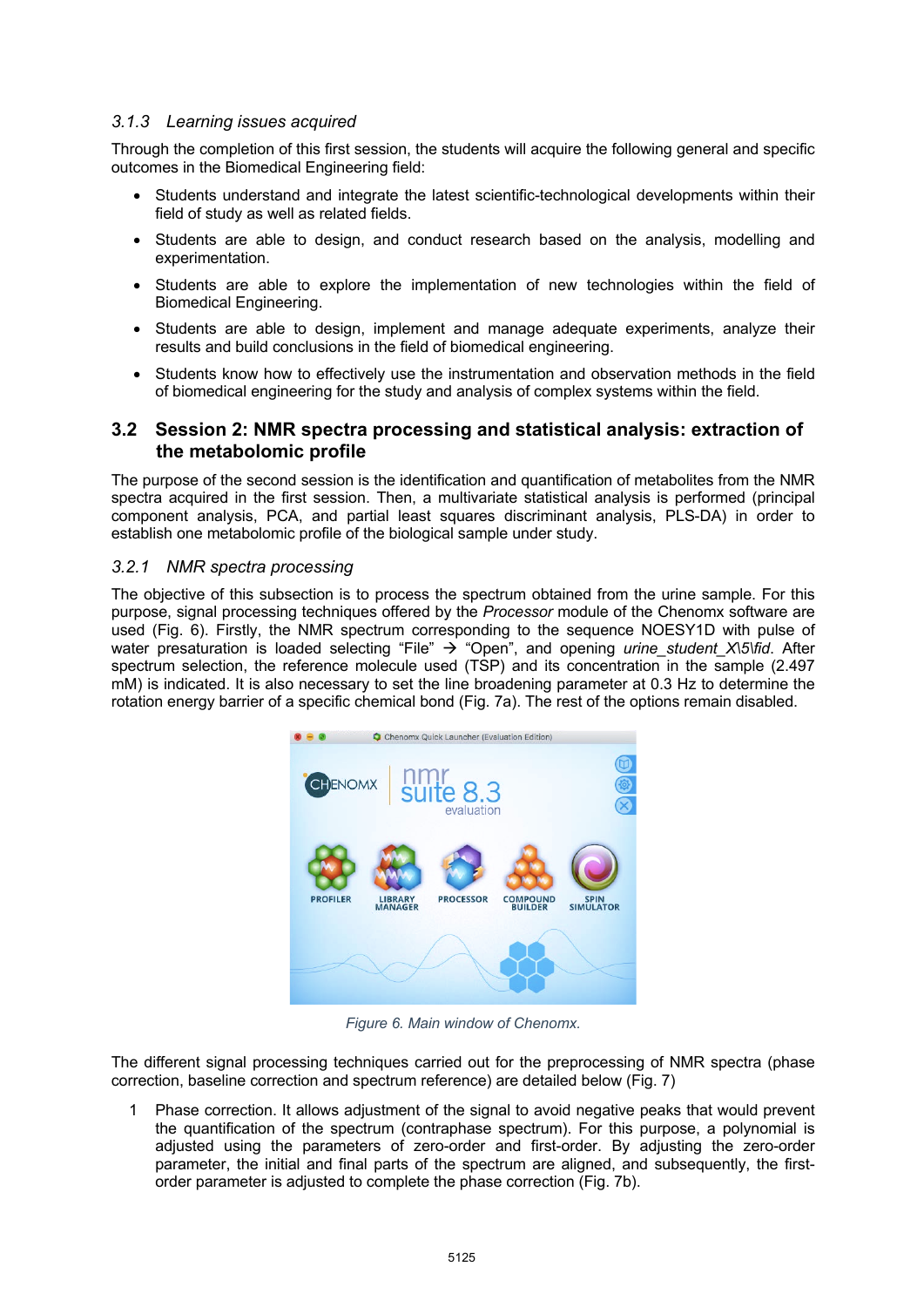### 3.1.3 Learning issues acquired

Through the completion of this first session, the students will acquire the following general and specific outcomes in the Biomedical Engineering field:

- Students understand and integrate the latest scientific-technological developments within their field of study as well as related fields.
- Students are able to design, and conduct research based on the analysis, modelling and experimentation.
- Students are able to explore the implementation of new technologies within the field of Biomedical Engineering.
- Students are able to design, implement and manage adequate experiments, analyze their results and build conclusions in the field of biomedical engineering.
- Students know how to effectively use the instrumentation and observation methods in the field of biomedical engineering for the study and analysis of complex systems within the field.

## 3.2 Session 2: NMR spectra processing and statistical analysis: extraction of the metabolomic profile

The purpose of the second session is the identification and quantification of metabolites from the NMR spectra acquired in the first session. Then, a multivariate statistical analysis is performed (principal component analysis, PCA, and partial least squares discriminant analysis, PLS-DA) in order to establish one metabolomic profile of the biological sample under study.

### 3.2.1 NMR spectra processing

The objective of this subsection is to process the spectrum obtained from the urine sample. For this purpose, signal processing techniques offered by the *Processor* module of the Chenomx software are used (Fig. 6). Firstly, the NMR spectrum corresponding to the sequence NOESY1D with pulse of water presaturation is loaded selecting "File" → "Open", and opening *urine_student_X\5\fid*. After spectrum selection, the reference molecule used (TSP) and its concentration in the sample (2.497 mM) is indicated. It is also necessary to set the line broadening parameter at 0.3 Hz to determine the rotation energy barrier of a specific chemical bond (Fig. 7a). The rest of the options remain disabled.

Figure 6. Main window of Chenomx.

The different signal processing techniques carried out for the preprocessing of NMR spectra (phase correction, baseline correction and spectrum reference) are detailed below (Fig. 7)

1. Phase correction. It allows adjustment of the signal to avoid negative peaks that would prevent the quantification of the spectrum (contraphase spectrum). For this purpose, a polynomial is adjusted using the parameters of zero-order and first-order. By adjusting the zero-order parameter, the initial and final parts of the spectrum are aligned, and subsequently, the first-order parameter is adjusted to complete the phase correction (Fig. 7b).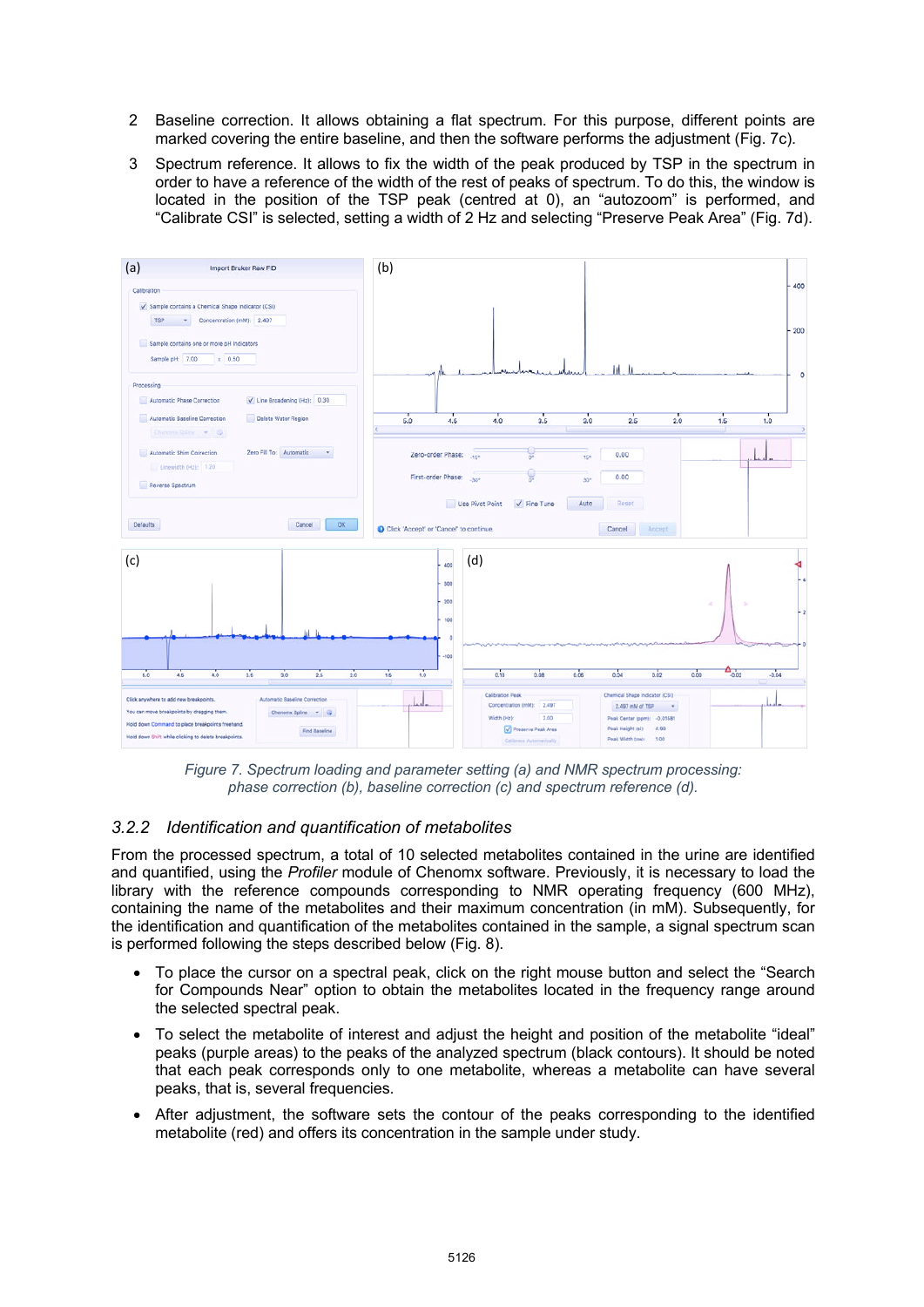2. Baseline correction. It allows obtaining a flat spectrum. For this purpose, different points are marked covering the entire baseline, and then the software performs the adjustment (Fig. 7c).
3. Spectrum reference. It allows to fix the width of the peak produced by TSP in the spectrum in order to have a reference of the width of the rest of peaks of spectrum. To do this, the window is located in the position of the TSP peak (centred at 0), an “autozoom” is performed, and “Calibrate CSI” is selected, setting a width of 2 Hz and selecting “Preserve Peak Area” (Fig. 7d).

*Figure 7. Spectrum loading and parameter setting (a) and NMR spectrum processing: phase correction (b), baseline correction (c) and spectrum reference (d).*

### 3.2.2 Identification and quantification of metabolites

From the processed spectrum, a total of 10 selected metabolites contained in the urine are identified and quantified, using the *Profiler* module of Chenomx software. Previously, it is necessary to load the library with the reference compounds corresponding to NMR operating frequency (600 MHz), containing the name of the metabolites and their maximum concentration (in mM). Subsequently, for the identification and quantification of the metabolites contained in the sample, a signal spectrum scan is performed following the steps described below (Fig. 8).

- To place the cursor on a spectral peak, click on the right mouse button and select the “Search for Compounds Near” option to obtain the metabolites located in the frequency range around the selected spectral peak.
- To select the metabolite of interest and adjust the height and position of the metabolite “ideal” peaks (purple areas) to the peaks of the analyzed spectrum (black contours). It should be noted that each peak corresponds only to one metabolite, whereas a metabolite can have several peaks, that is, several frequencies.
- After adjustment, the software sets the contour of the peaks corresponding to the identified metabolite (red) and offers its concentration in the sample under study.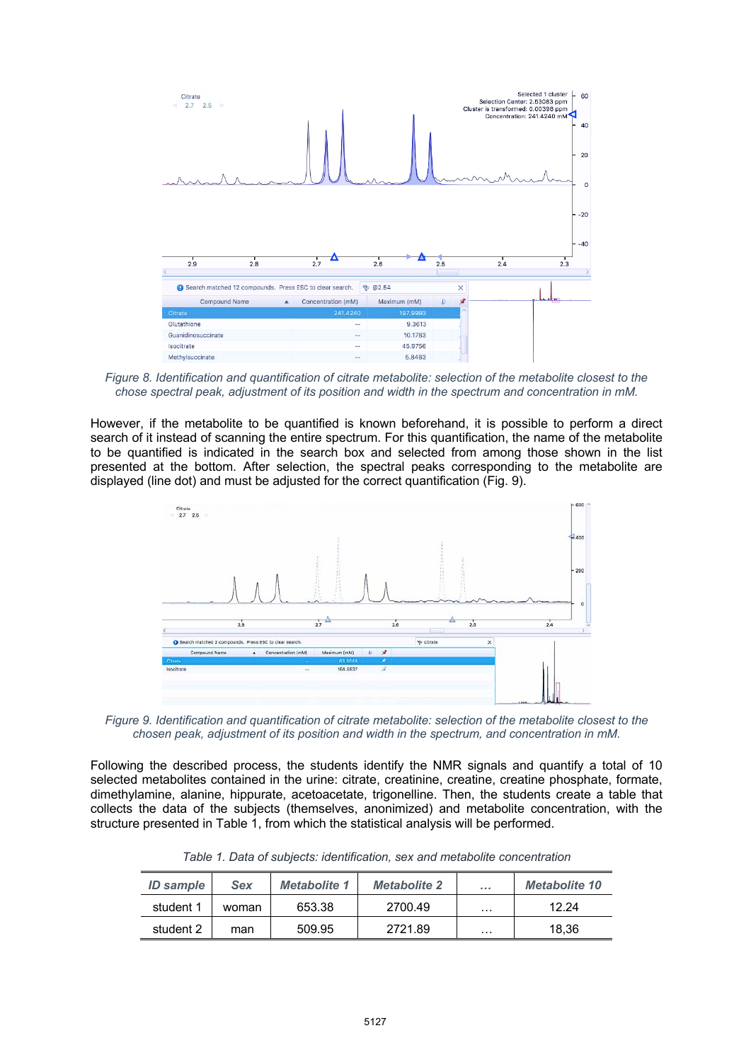Citrate
2.7 2.6
Selected 1 cluster
Selection Center: 2.63083 ppm
Cluster is transformed: 0.00398 ppm
Concentration: 241.4240 mM
60
40
20
0
-20
-40
2.9 2.8 2.7 2.6 2.5 2.4 2.3
Search matched 12 compounds. Press ESC to clear search.
@2.64
Compound Name
Concentration (mM)
Maximum (mM)
Citrate 241.4240 197.9993
Glutathione -- 9.3613
Guanidinosuccinate -- 10.1783
Isocitrate -- 45.9756
Methylsuccinate -- 6.8483

*Figure 8. Identification and quantification of citrate metabolite: selection of the metabolite closest to the chose spectral peak, adjustment of its position and width in the spectrum and concentration in mM.*

However, if the metabolite to be quantified is known beforehand, it is possible to perform a direct search of it instead of scanning the entire spectrum. For this quantification, the name of the metabolite to be quantified is indicated in the search box and selected from among those shown in the list presented at the bottom. After selection, the spectral peaks corresponding to the metabolite are displayed (line dot) and must be adjusted for the correct quantification (Fig. 9).

Citrate
2.7 2.6
600
400
200
0
2.8 2.7 2.6 2.5 2.4
Search matched 2 compounds. Press ESC to clear search.
citrate
Compound Name
Concentration (mM)
Maximum (mM)
Citrate -- 63.6649
Isocitrate -- 164.6837

*Figure 9. Identification and quantification of citrate metabolite: selection of the metabolite closest to the chosen peak, adjustment of its position and width in the spectrum, and concentration in mM.*

Following the described process, the students identify the NMR signals and quantify a total of 10 selected metabolites contained in the urine: citrate, creatinine, creatine, creatine phosphate, formate, dimethylamine, alanine, hippurate, acetoacetate, trigonelline. Then, the students create a table that collects the data of the subjects (themselves, anonimized) and metabolite concentration, with the structure presented in Table 1, from which the statistical analysis will be performed.

*Table 1. Data of subjects: identification, sex and metabolite concentration*

| *ID sample* | *Sex* | *Metabolite 1* | *Metabolite 2* | *…* | *Metabolite 10* |
|---|---|---|---|---|---|
| student 1 | woman | 653.38 | 2700.49 | … | 12.24 |
| student 2 | man | 509.95 | 2721.89 | … | 18,36 |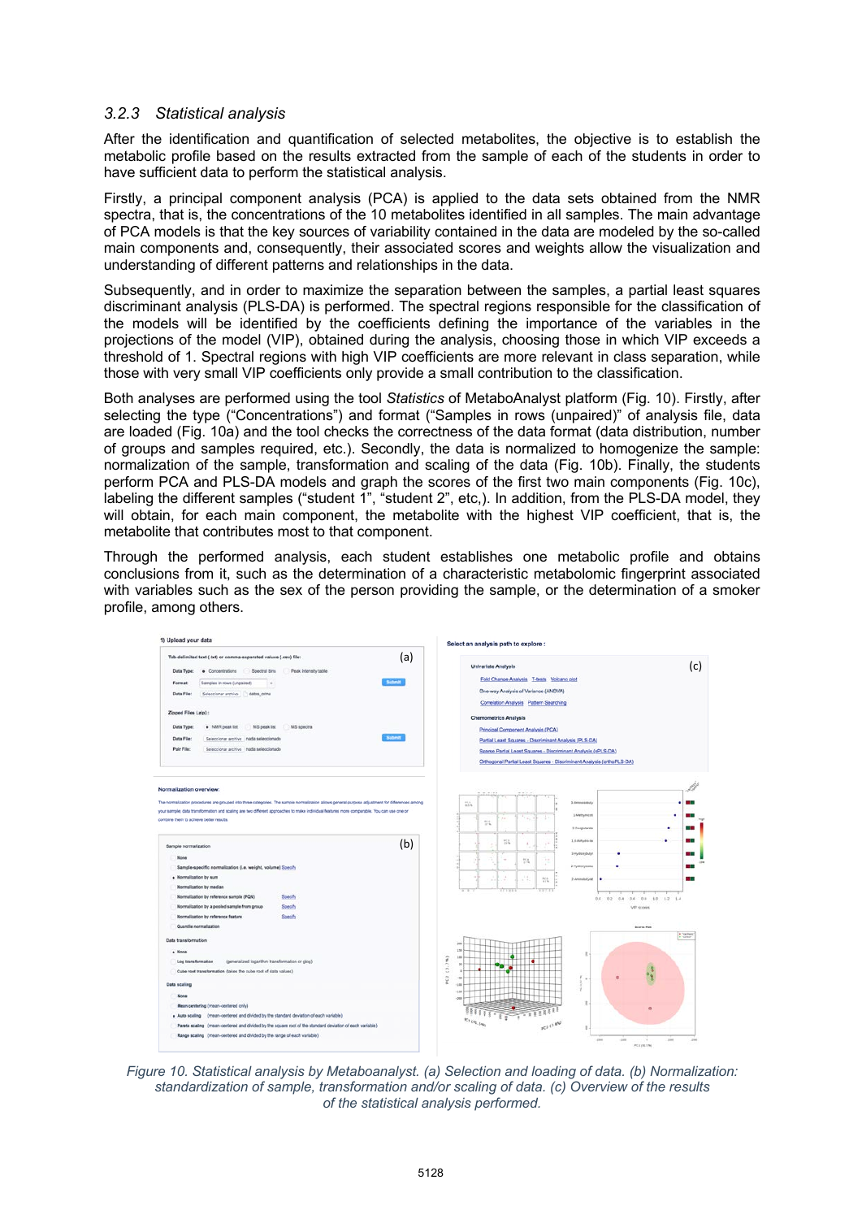### 3.2.3 Statistical analysis

After the identification and quantification of selected metabolites, the objective is to establish the metabolic profile based on the results extracted from the sample of each of the students in order to have sufficient data to perform the statistical analysis.

Firstly, a principal component analysis (PCA) is applied to the data sets obtained from the NMR spectra, that is, the concentrations of the 10 metabolites identified in all samples. The main advantage of PCA models is that the key sources of variability contained in the data are modeled by the so-called main components and, consequently, their associated scores and weights allow the visualization and understanding of different patterns and relationships in the data.

Subsequently, and in order to maximize the separation between the samples, a partial least squares discriminant analysis (PLS-DA) is performed. The spectral regions responsible for the classification of the models will be identified by the coefficients defining the importance of the variables in the projections of the model (VIP), obtained during the analysis, choosing those in which VIP exceeds a threshold of 1. Spectral regions with high VIP coefficients are more relevant in class separation, while those with very small VIP coefficients only provide a small contribution to the classification.

Both analyses are performed using the tool *Statistics* of MetaboAnalyst platform (Fig. 10). Firstly, after selecting the type ("Concentrations") and format ("Samples in rows (unpaired)" of analysis file, data are loaded (Fig. 10a) and the tool checks the correctness of the data format (data distribution, number of groups and samples required, etc.). Secondly, the data is normalized to homogenize the sample: normalization of the sample, transformation and scaling of the data (Fig. 10b). Finally, the students perform PCA and PLS-DA models and graph the scores of the first two main components (Fig. 10c), labeling the different samples ("student 1", "student 2", etc,). In addition, from the PLS-DA model, they will obtain, for each main component, the metabolite with the highest VIP coefficient, that is, the metabolite that contributes most to that component.

Through the performed analysis, each student establishes one metabolic profile and obtains conclusions from it, such as the determination of a characteristic metabolomic fingerprint associated with variables such as the sex of the person providing the sample, or the determination of a smoker profile, among others.

*Figure 10. Statistical analysis by Metaboanalyst. (a) Selection and loading of data. (b) Normalization: standardization of sample, transformation and/or scaling of data. (c) Overview of the results of the statistical analysis performed.*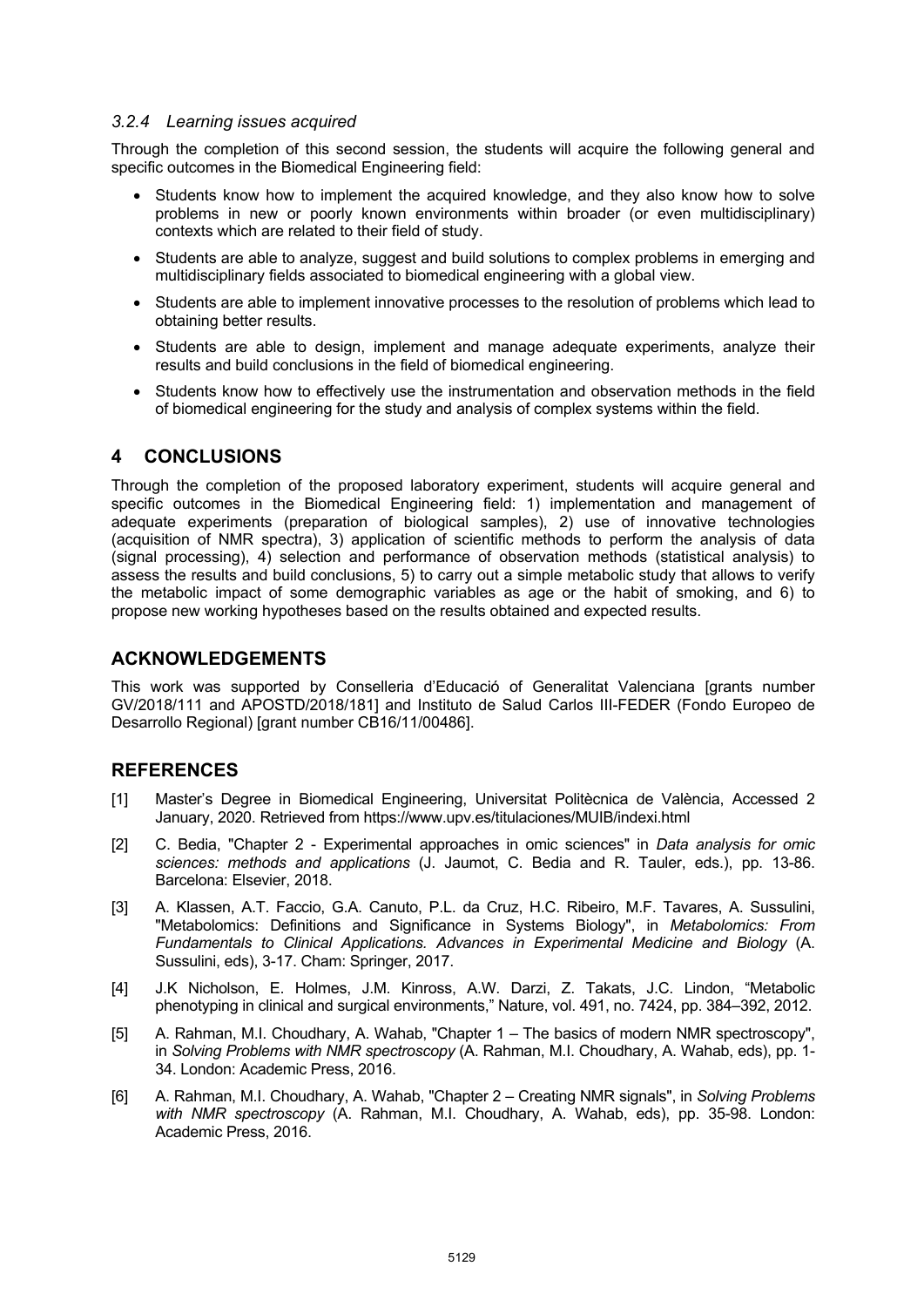### 3.2.4 Learning issues acquired

Through the completion of this second session, the students will acquire the following general and specific outcomes in the Biomedical Engineering field:

- Students know how to implement the acquired knowledge, and they also know how to solve problems in new or poorly known environments within broader (or even multidisciplinary) contexts which are related to their field of study.
- Students are able to analyze, suggest and build solutions to complex problems in emerging and multidisciplinary fields associated to biomedical engineering with a global view.
- Students are able to implement innovative processes to the resolution of problems which lead to obtaining better results.
- Students are able to design, implement and manage adequate experiments, analyze their results and build conclusions in the field of biomedical engineering.
- Students know how to effectively use the instrumentation and observation methods in the field of biomedical engineering for the study and analysis of complex systems within the field.

## 4 CONCLUSIONS

Through the completion of the proposed laboratory experiment, students will acquire general and specific outcomes in the Biomedical Engineering field: 1) implementation and management of adequate experiments (preparation of biological samples), 2) use of innovative technologies (acquisition of NMR spectra), 3) application of scientific methods to perform the analysis of data (signal processing), 4) selection and performance of observation methods (statistical analysis) to assess the results and build conclusions, 5) to carry out a simple metabolic study that allows to verify the metabolic impact of some demographic variables as age or the habit of smoking, and 6) to propose new working hypotheses based on the results obtained and expected results.

## ACKNOWLEDGEMENTS

This work was supported by Conselleria d'Educació of Generalitat Valenciana [grants number GV/2018/111 and APOSTD/2018/181] and Instituto de Salud Carlos III-FEDER (Fondo Europeo de Desarrollo Regional) [grant number CB16/11/00486].

## REFERENCES

[1] Master's Degree in Biomedical Engineering, Universitat Politècnica de València, Accessed 2 January, 2020. Retrieved from https://www.upv.es/titulaciones/MUIB/indexi.html

[2] C. Bedia, "Chapter 2 - Experimental approaches in omic sciences" in *Data analysis for omic sciences: methods and applications* (J. Jaumot, C. Bedia and R. Tauler, eds.), pp. 13-86. Barcelona: Elsevier, 2018.

[3] A. Klassen, A.T. Faccio, G.A. Canuto, P.L. da Cruz, H.C. Ribeiro, M.F. Tavares, A. Sussulini, "Metabolomics: Definitions and Significance in Systems Biology", in *Metabolomics: From Fundamentals to Clinical Applications. Advances in Experimental Medicine and Biology* (A. Sussulini, eds), 3-17. Cham: Springer, 2017.

[4] J.K Nicholson, E. Holmes, J.M. Kinross, A.W. Darzi, Z. Takats, J.C. Lindon, "Metabolic phenotyping in clinical and surgical environments," Nature, vol. 491, no. 7424, pp. 384–392, 2012.

[5] A. Rahman, M.I. Choudhary, A. Wahab, "Chapter 1 – The basics of modern NMR spectroscopy", in *Solving Problems with NMR spectroscopy* (A. Rahman, M.I. Choudhary, A. Wahab, eds), pp. 1-34. London: Academic Press, 2016.

[6] A. Rahman, M.I. Choudhary, A. Wahab, "Chapter 2 – Creating NMR signals", in *Solving Problems with NMR spectroscopy* (A. Rahman, M.I. Choudhary, A. Wahab, eds), pp. 35-98. London: Academic Press, 2016.